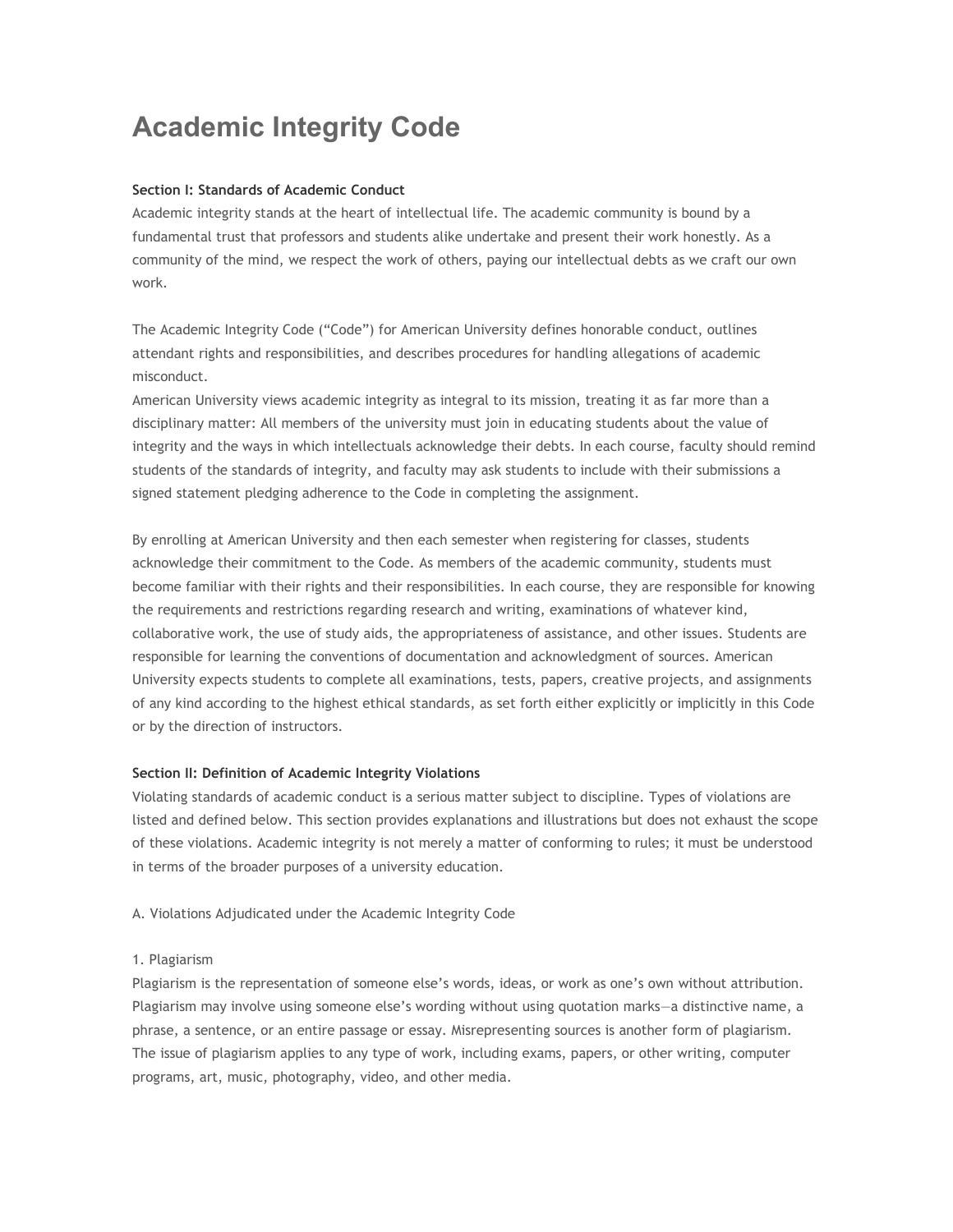# Academic Integrity Code

**Section I: Standards of Academic Conduct**

Academic integrity stands at the heart of intellectual life. The academic community is bound by a fundamental trust that professors and students alike undertake and present their work honestly. As a community of the mind, we respect the work of others, paying our intellectual debts as we craft our own work.

The Academic Integrity Code ("Code") for American University defines honorable conduct, outlines attendant rights and responsibilities, and describes procedures for handling allegations of academic misconduct.
American University views academic integrity as integral to its mission, treating it as far more than a disciplinary matter: All members of the university must join in educating students about the value of integrity and the ways in which intellectuals acknowledge their debts. In each course, faculty should remind students of the standards of integrity, and faculty may ask students to include with their submissions a signed statement pledging adherence to the Code in completing the assignment.

By enrolling at American University and then each semester when registering for classes, students acknowledge their commitment to the Code. As members of the academic community, students must become familiar with their rights and their responsibilities. In each course, they are responsible for knowing the requirements and restrictions regarding research and writing, examinations of whatever kind, collaborative work, the use of study aids, the appropriateness of assistance, and other issues. Students are responsible for learning the conventions of documentation and acknowledgment of sources. American University expects students to complete all examinations, tests, papers, creative projects, and assignments of any kind according to the highest ethical standards, as set forth either explicitly or implicitly in this Code or by the direction of instructors.

**Section II: Definition of Academic Integrity Violations**

Violating standards of academic conduct is a serious matter subject to discipline. Types of violations are listed and defined below. This section provides explanations and illustrations but does not exhaust the scope of these violations. Academic integrity is not merely a matter of conforming to rules; it must be understood in terms of the broader purposes of a university education.

A. Violations Adjudicated under the Academic Integrity Code

1. Plagiarism

Plagiarism is the representation of someone else's words, ideas, or work as one's own without attribution. Plagiarism may involve using someone else's wording without using quotation marks—a distinctive name, a phrase, a sentence, or an entire passage or essay. Misrepresenting sources is another form of plagiarism. The issue of plagiarism applies to any type of work, including exams, papers, or other writing, computer programs, art, music, photography, video, and other media.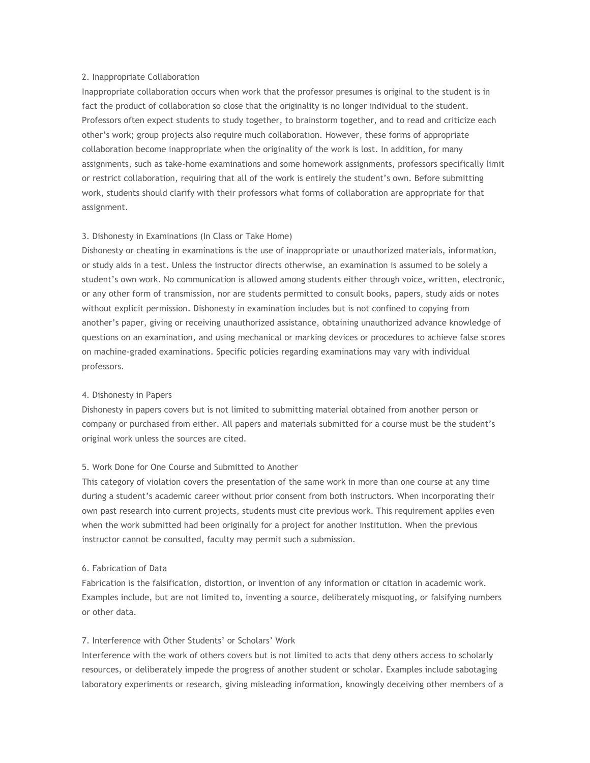### 2. Inappropriate Collaboration

Inappropriate collaboration occurs when work that the professor presumes is original to the student is in fact the product of collaboration so close that the originality is no longer individual to the student. Professors often expect students to study together, to brainstorm together, and to read and criticize each other's work; group projects also require much collaboration. However, these forms of appropriate collaboration become inappropriate when the originality of the work is lost. In addition, for many assignments, such as take-home examinations and some homework assignments, professors specifically limit or restrict collaboration, requiring that all of the work is entirely the student's own. Before submitting work, students should clarify with their professors what forms of collaboration are appropriate for that assignment.

### 3. Dishonesty in Examinations (In Class or Take Home)

Dishonesty or cheating in examinations is the use of inappropriate or unauthorized materials, information, or study aids in a test. Unless the instructor directs otherwise, an examination is assumed to be solely a student's own work. No communication is allowed among students either through voice, written, electronic, or any other form of transmission, nor are students permitted to consult books, papers, study aids or notes without explicit permission. Dishonesty in examination includes but is not confined to copying from another's paper, giving or receiving unauthorized assistance, obtaining unauthorized advance knowledge of questions on an examination, and using mechanical or marking devices or procedures to achieve false scores on machine-graded examinations. Specific policies regarding examinations may vary with individual professors.

### 4. Dishonesty in Papers

Dishonesty in papers covers but is not limited to submitting material obtained from another person or company or purchased from either. All papers and materials submitted for a course must be the student's original work unless the sources are cited.

### 5. Work Done for One Course and Submitted to Another

This category of violation covers the presentation of the same work in more than one course at any time during a student's academic career without prior consent from both instructors. When incorporating their own past research into current projects, students must cite previous work. This requirement applies even when the work submitted had been originally for a project for another institution. When the previous instructor cannot be consulted, faculty may permit such a submission.

### 6. Fabrication of Data

Fabrication is the falsification, distortion, or invention of any information or citation in academic work. Examples include, but are not limited to, inventing a source, deliberately misquoting, or falsifying numbers or other data.

### 7. Interference with Other Students' or Scholars' Work

Interference with the work of others covers but is not limited to acts that deny others access to scholarly resources, or deliberately impede the progress of another student or scholar. Examples include sabotaging laboratory experiments or research, giving misleading information, knowingly deceiving other members of a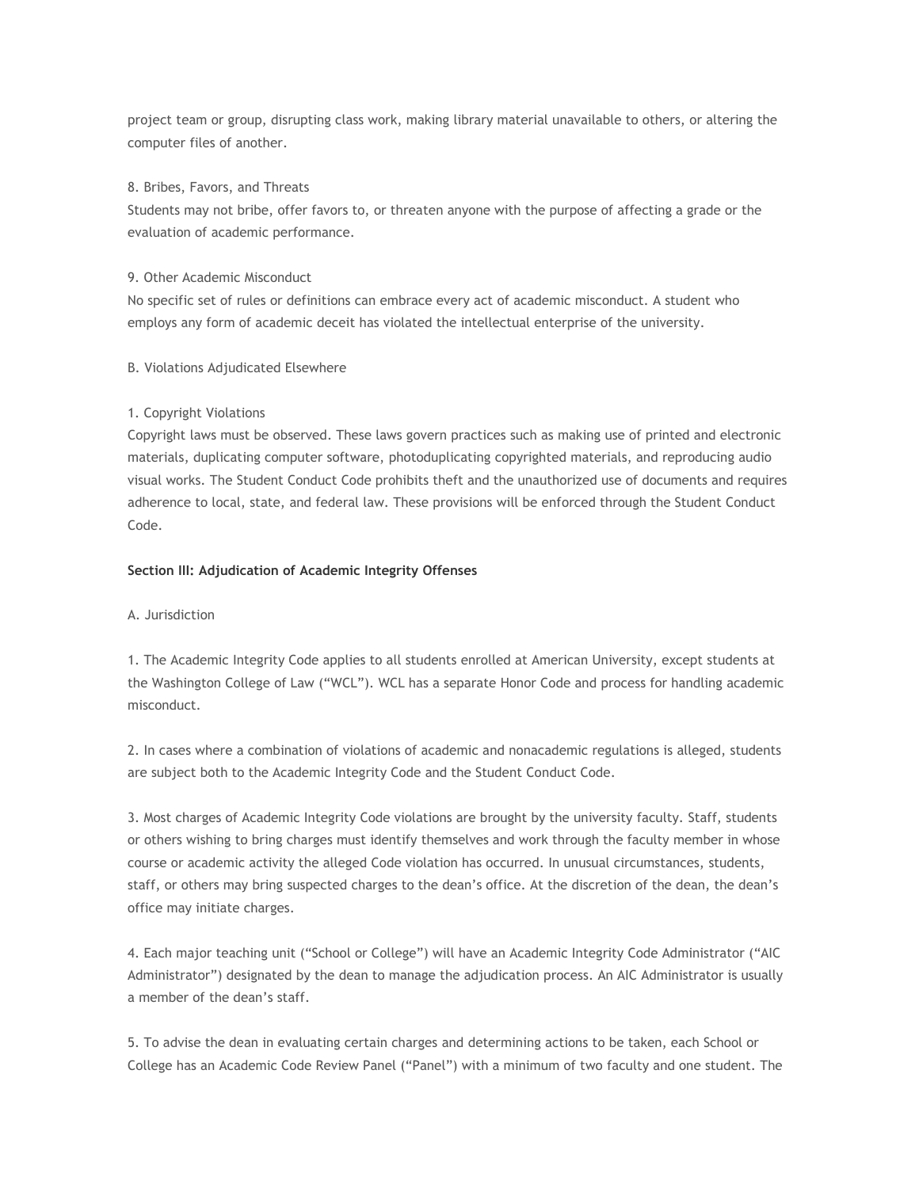project team or group, disrupting class work, making library material unavailable to others, or altering the computer files of another.

8. Bribes, Favors, and Threats
Students may not bribe, offer favors to, or threaten anyone with the purpose of affecting a grade or the evaluation of academic performance.

9. Other Academic Misconduct
No specific set of rules or definitions can embrace every act of academic misconduct. A student who employs any form of academic deceit has violated the intellectual enterprise of the university.

B. Violations Adjudicated Elsewhere

1. Copyright Violations
Copyright laws must be observed. These laws govern practices such as making use of printed and electronic materials, duplicating computer software, photoduplicating copyrighted materials, and reproducing audio visual works. The Student Conduct Code prohibits theft and the unauthorized use of documents and requires adherence to local, state, and federal law. These provisions will be enforced through the Student Conduct Code.

**Section III: Adjudication of Academic Integrity Offenses**

A. Jurisdiction

1. The Academic Integrity Code applies to all students enrolled at American University, except students at the Washington College of Law ("WCL"). WCL has a separate Honor Code and process for handling academic misconduct.

2. In cases where a combination of violations of academic and nonacademic regulations is alleged, students are subject both to the Academic Integrity Code and the Student Conduct Code.

3. Most charges of Academic Integrity Code violations are brought by the university faculty. Staff, students or others wishing to bring charges must identify themselves and work through the faculty member in whose course or academic activity the alleged Code violation has occurred. In unusual circumstances, students, staff, or others may bring suspected charges to the dean's office. At the discretion of the dean, the dean's office may initiate charges.

4. Each major teaching unit ("School or College") will have an Academic Integrity Code Administrator ("AIC Administrator") designated by the dean to manage the adjudication process. An AIC Administrator is usually a member of the dean's staff.

5. To advise the dean in evaluating certain charges and determining actions to be taken, each School or College has an Academic Code Review Panel ("Panel") with a minimum of two faculty and one student. The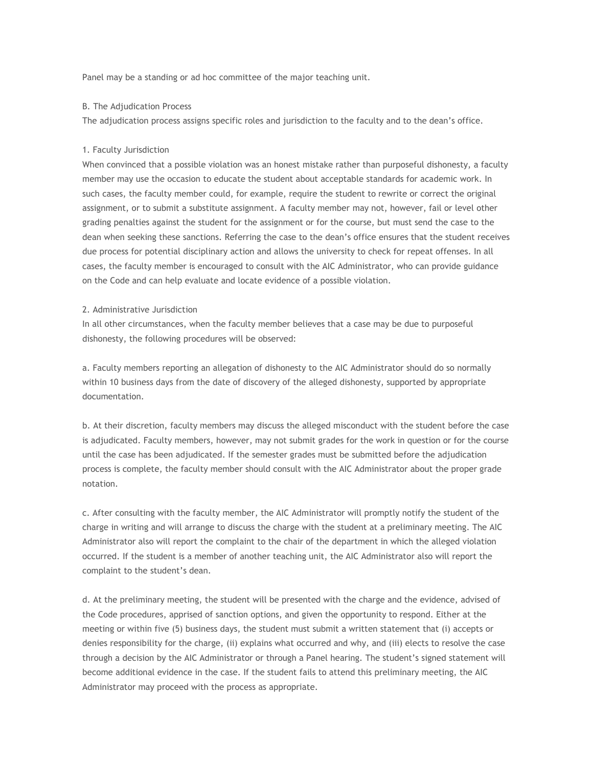Panel may be a standing or ad hoc committee of the major teaching unit.

### B. The Adjudication Process

The adjudication process assigns specific roles and jurisdiction to the faculty and to the dean's office.

#### 1. Faculty Jurisdiction

When convinced that a possible violation was an honest mistake rather than purposeful dishonesty, a faculty member may use the occasion to educate the student about acceptable standards for academic work. In such cases, the faculty member could, for example, require the student to rewrite or correct the original assignment, or to submit a substitute assignment. A faculty member may not, however, fail or level other grading penalties against the student for the assignment or for the course, but must send the case to the dean when seeking these sanctions. Referring the case to the dean's office ensures that the student receives due process for potential disciplinary action and allows the university to check for repeat offenses. In all cases, the faculty member is encouraged to consult with the AIC Administrator, who can provide guidance on the Code and can help evaluate and locate evidence of a possible violation.

#### 2. Administrative Jurisdiction

In all other circumstances, when the faculty member believes that a case may be due to purposeful dishonesty, the following procedures will be observed:

a. Faculty members reporting an allegation of dishonesty to the AIC Administrator should do so normally within 10 business days from the date of discovery of the alleged dishonesty, supported by appropriate documentation.

b. At their discretion, faculty members may discuss the alleged misconduct with the student before the case is adjudicated. Faculty members, however, may not submit grades for the work in question or for the course until the case has been adjudicated. If the semester grades must be submitted before the adjudication process is complete, the faculty member should consult with the AIC Administrator about the proper grade notation.

c. After consulting with the faculty member, the AIC Administrator will promptly notify the student of the charge in writing and will arrange to discuss the charge with the student at a preliminary meeting. The AIC Administrator also will report the complaint to the chair of the department in which the alleged violation occurred. If the student is a member of another teaching unit, the AIC Administrator also will report the complaint to the student's dean.

d. At the preliminary meeting, the student will be presented with the charge and the evidence, advised of the Code procedures, apprised of sanction options, and given the opportunity to respond. Either at the meeting or within five (5) business days, the student must submit a written statement that (i) accepts or denies responsibility for the charge, (ii) explains what occurred and why, and (iii) elects to resolve the case through a decision by the AIC Administrator or through a Panel hearing. The student's signed statement will become additional evidence in the case. If the student fails to attend this preliminary meeting, the AIC Administrator may proceed with the process as appropriate.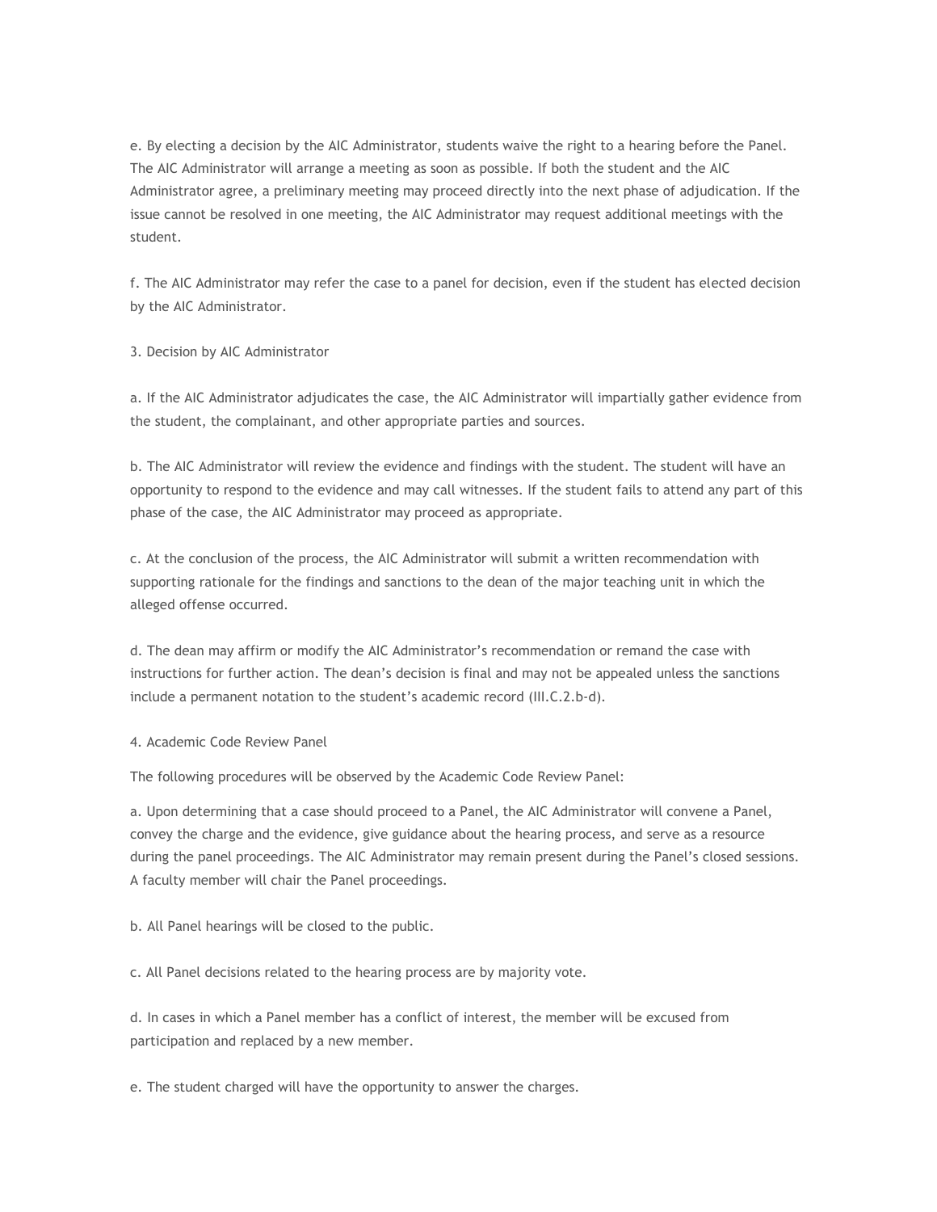e. By electing a decision by the AIC Administrator, students waive the right to a hearing before the Panel. The AIC Administrator will arrange a meeting as soon as possible. If both the student and the AIC Administrator agree, a preliminary meeting may proceed directly into the next phase of adjudication. If the issue cannot be resolved in one meeting, the AIC Administrator may request additional meetings with the student.

f. The AIC Administrator may refer the case to a panel for decision, even if the student has elected decision by the AIC Administrator.

3. Decision by AIC Administrator

a. If the AIC Administrator adjudicates the case, the AIC Administrator will impartially gather evidence from the student, the complainant, and other appropriate parties and sources.

b. The AIC Administrator will review the evidence and findings with the student. The student will have an opportunity to respond to the evidence and may call witnesses. If the student fails to attend any part of this phase of the case, the AIC Administrator may proceed as appropriate.

c. At the conclusion of the process, the AIC Administrator will submit a written recommendation with supporting rationale for the findings and sanctions to the dean of the major teaching unit in which the alleged offense occurred.

d. The dean may affirm or modify the AIC Administrator's recommendation or remand the case with instructions for further action. The dean's decision is final and may not be appealed unless the sanctions include a permanent notation to the student's academic record (III.C.2.b-d).

4. Academic Code Review Panel

The following procedures will be observed by the Academic Code Review Panel:

a. Upon determining that a case should proceed to a Panel, the AIC Administrator will convene a Panel, convey the charge and the evidence, give guidance about the hearing process, and serve as a resource during the panel proceedings. The AIC Administrator may remain present during the Panel's closed sessions. A faculty member will chair the Panel proceedings.

b. All Panel hearings will be closed to the public.

c. All Panel decisions related to the hearing process are by majority vote.

d. In cases in which a Panel member has a conflict of interest, the member will be excused from participation and replaced by a new member.

e. The student charged will have the opportunity to answer the charges.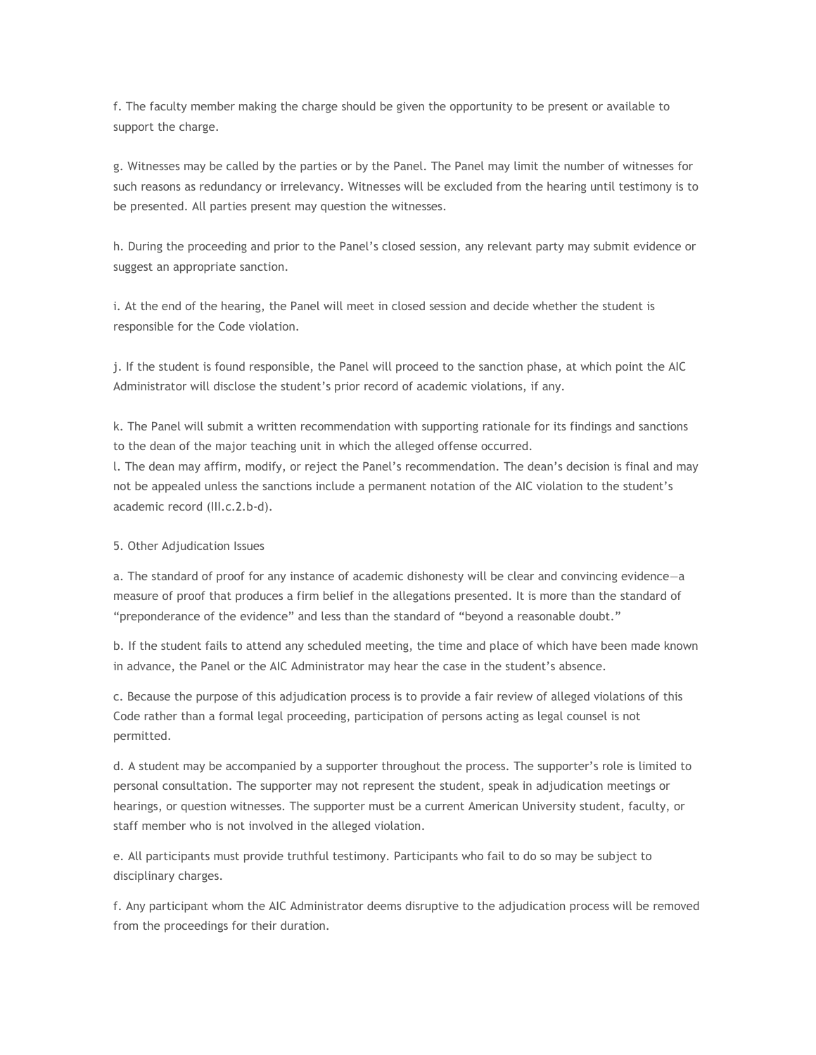f. The faculty member making the charge should be given the opportunity to be present or available to support the charge.

g. Witnesses may be called by the parties or by the Panel. The Panel may limit the number of witnesses for such reasons as redundancy or irrelevancy. Witnesses will be excluded from the hearing until testimony is to be presented. All parties present may question the witnesses.

h. During the proceeding and prior to the Panel's closed session, any relevant party may submit evidence or suggest an appropriate sanction.

i. At the end of the hearing, the Panel will meet in closed session and decide whether the student is responsible for the Code violation.

j. If the student is found responsible, the Panel will proceed to the sanction phase, at which point the AIC Administrator will disclose the student's prior record of academic violations, if any.

k. The Panel will submit a written recommendation with supporting rationale for its findings and sanctions to the dean of the major teaching unit in which the alleged offense occurred.

l. The dean may affirm, modify, or reject the Panel's recommendation. The dean's decision is final and may not be appealed unless the sanctions include a permanent notation of the AIC violation to the student's academic record (III.c.2.b-d).

5. Other Adjudication Issues

a. The standard of proof for any instance of academic dishonesty will be clear and convincing evidence—a measure of proof that produces a firm belief in the allegations presented. It is more than the standard of "preponderance of the evidence" and less than the standard of "beyond a reasonable doubt."

b. If the student fails to attend any scheduled meeting, the time and place of which have been made known in advance, the Panel or the AIC Administrator may hear the case in the student's absence.

c. Because the purpose of this adjudication process is to provide a fair review of alleged violations of this Code rather than a formal legal proceeding, participation of persons acting as legal counsel is not permitted.

d. A student may be accompanied by a supporter throughout the process. The supporter's role is limited to personal consultation. The supporter may not represent the student, speak in adjudication meetings or hearings, or question witnesses. The supporter must be a current American University student, faculty, or staff member who is not involved in the alleged violation.

e. All participants must provide truthful testimony. Participants who fail to do so may be subject to disciplinary charges.

f. Any participant whom the AIC Administrator deems disruptive to the adjudication process will be removed from the proceedings for their duration.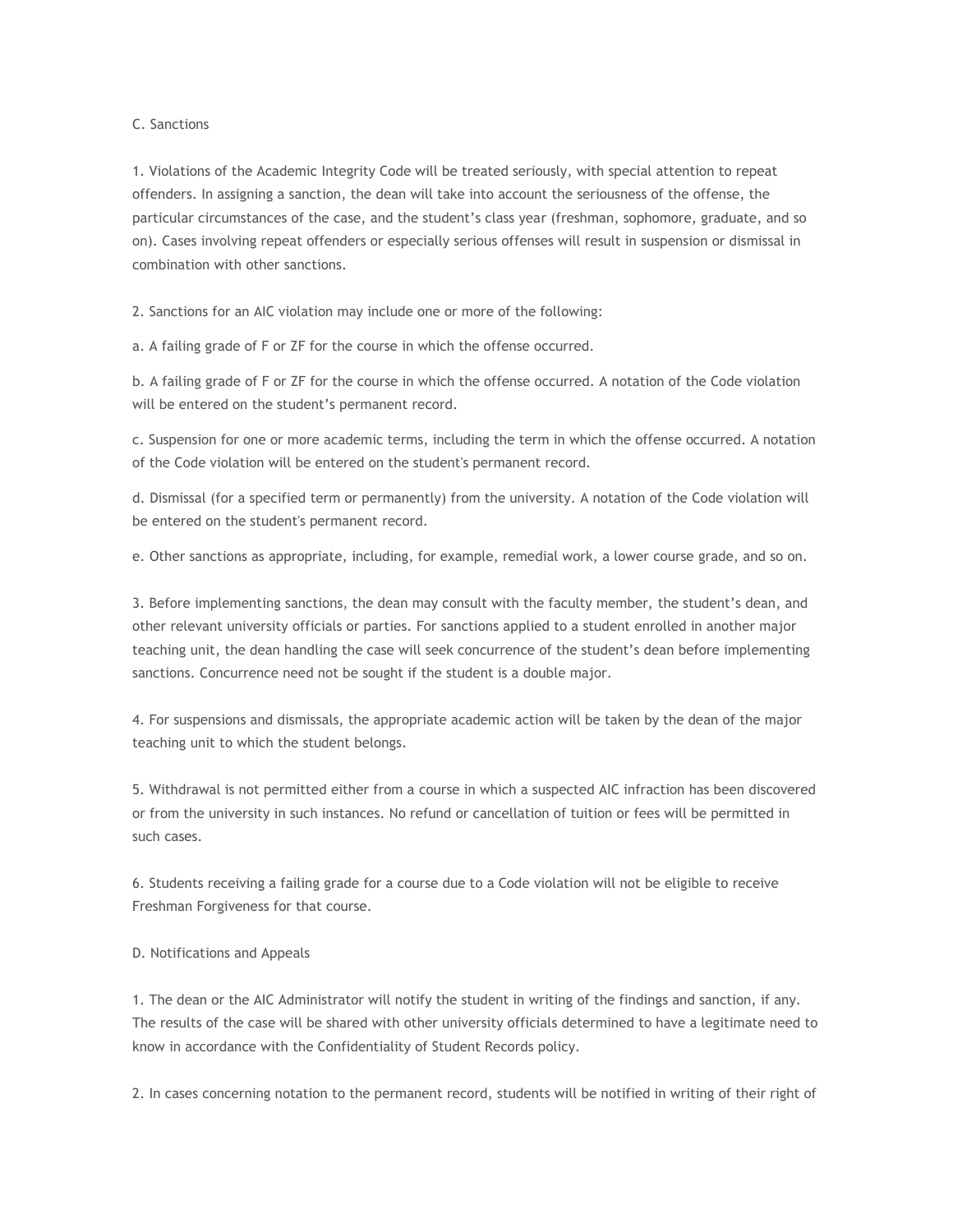C. Sanctions

1. Violations of the Academic Integrity Code will be treated seriously, with special attention to repeat offenders. In assigning a sanction, the dean will take into account the seriousness of the offense, the particular circumstances of the case, and the student's class year (freshman, sophomore, graduate, and so on). Cases involving repeat offenders or especially serious offenses will result in suspension or dismissal in combination with other sanctions.

2. Sanctions for an AIC violation may include one or more of the following:

a. A failing grade of F or ZF for the course in which the offense occurred.

b. A failing grade of F or ZF for the course in which the offense occurred. A notation of the Code violation will be entered on the student's permanent record.

c. Suspension for one or more academic terms, including the term in which the offense occurred. A notation of the Code violation will be entered on the student's permanent record.

d. Dismissal (for a specified term or permanently) from the university. A notation of the Code violation will be entered on the student's permanent record.

e. Other sanctions as appropriate, including, for example, remedial work, a lower course grade, and so on.

3. Before implementing sanctions, the dean may consult with the faculty member, the student's dean, and other relevant university officials or parties. For sanctions applied to a student enrolled in another major teaching unit, the dean handling the case will seek concurrence of the student's dean before implementing sanctions. Concurrence need not be sought if the student is a double major.

4. For suspensions and dismissals, the appropriate academic action will be taken by the dean of the major teaching unit to which the student belongs.

5. Withdrawal is not permitted either from a course in which a suspected AIC infraction has been discovered or from the university in such instances. No refund or cancellation of tuition or fees will be permitted in such cases.

6. Students receiving a failing grade for a course due to a Code violation will not be eligible to receive Freshman Forgiveness for that course.

D. Notifications and Appeals

1. The dean or the AIC Administrator will notify the student in writing of the findings and sanction, if any. The results of the case will be shared with other university officials determined to have a legitimate need to know in accordance with the Confidentiality of Student Records policy.

2. In cases concerning notation to the permanent record, students will be notified in writing of their right of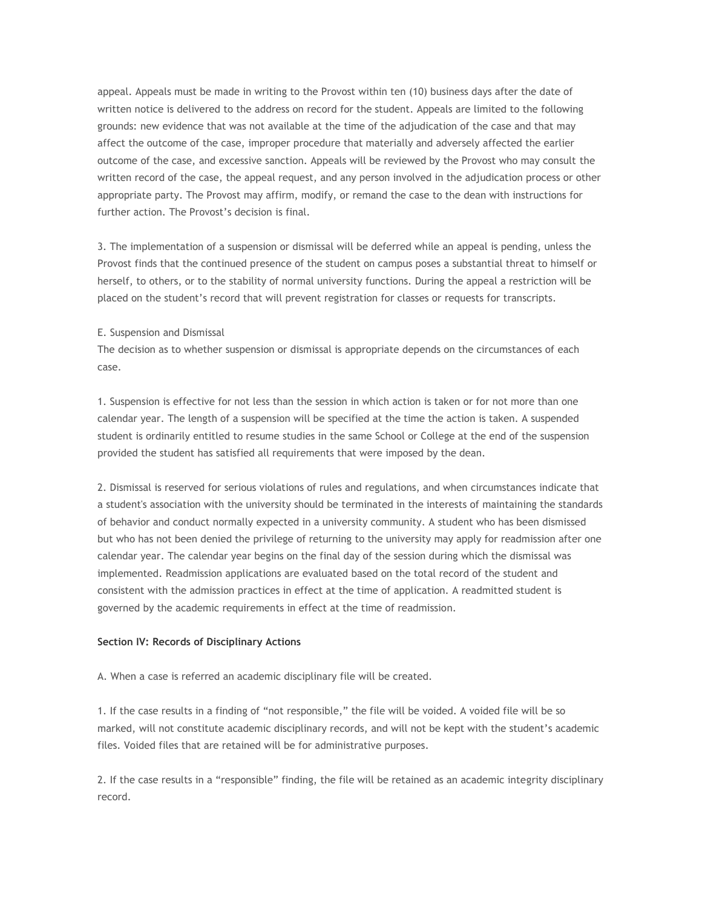appeal. Appeals must be made in writing to the Provost within ten (10) business days after the date of written notice is delivered to the address on record for the student. Appeals are limited to the following grounds: new evidence that was not available at the time of the adjudication of the case and that may affect the outcome of the case, improper procedure that materially and adversely affected the earlier outcome of the case, and excessive sanction. Appeals will be reviewed by the Provost who may consult the written record of the case, the appeal request, and any person involved in the adjudication process or other appropriate party. The Provost may affirm, modify, or remand the case to the dean with instructions for further action. The Provost's decision is final.

3. The implementation of a suspension or dismissal will be deferred while an appeal is pending, unless the Provost finds that the continued presence of the student on campus poses a substantial threat to himself or herself, to others, or to the stability of normal university functions. During the appeal a restriction will be placed on the student's record that will prevent registration for classes or requests for transcripts.

E. Suspension and Dismissal
The decision as to whether suspension or dismissal is appropriate depends on the circumstances of each case.

1. Suspension is effective for not less than the session in which action is taken or for not more than one calendar year. The length of a suspension will be specified at the time the action is taken. A suspended student is ordinarily entitled to resume studies in the same School or College at the end of the suspension provided the student has satisfied all requirements that were imposed by the dean.

2. Dismissal is reserved for serious violations of rules and regulations, and when circumstances indicate that a student's association with the university should be terminated in the interests of maintaining the standards of behavior and conduct normally expected in a university community. A student who has been dismissed but who has not been denied the privilege of returning to the university may apply for readmission after one calendar year. The calendar year begins on the final day of the session during which the dismissal was implemented. Readmission applications are evaluated based on the total record of the student and consistent with the admission practices in effect at the time of application. A readmitted student is governed by the academic requirements in effect at the time of readmission.

**Section IV: Records of Disciplinary Actions**

A. When a case is referred an academic disciplinary file will be created.

1. If the case results in a finding of "not responsible," the file will be voided. A voided file will be so marked, will not constitute academic disciplinary records, and will not be kept with the student's academic files. Voided files that are retained will be for administrative purposes.

2. If the case results in a "responsible" finding, the file will be retained as an academic integrity disciplinary record.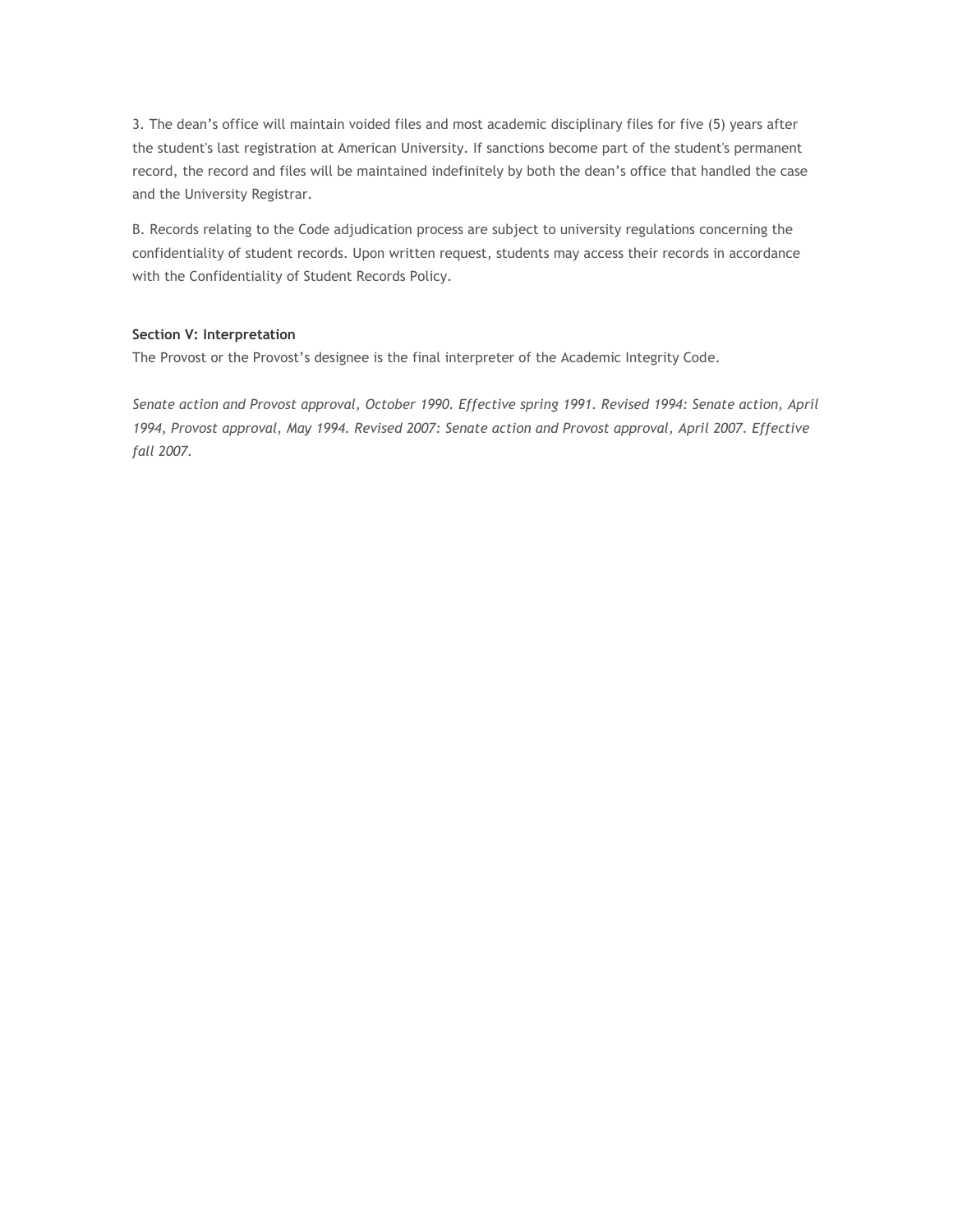3. The dean's office will maintain voided files and most academic disciplinary files for five (5) years after the student's last registration at American University. If sanctions become part of the student's permanent record, the record and files will be maintained indefinitely by both the dean's office that handled the case and the University Registrar.

B. Records relating to the Code adjudication process are subject to university regulations concerning the confidentiality of student records. Upon written request, students may access their records in accordance with the Confidentiality of Student Records Policy.

**Section V: Interpretation**

The Provost or the Provost's designee is the final interpreter of the Academic Integrity Code.

*Senate action and Provost approval, October 1990. Effective spring 1991. Revised 1994: Senate action, April 1994, Provost approval, May 1994. Revised 2007: Senate action and Provost approval, April 2007. Effective fall 2007.*